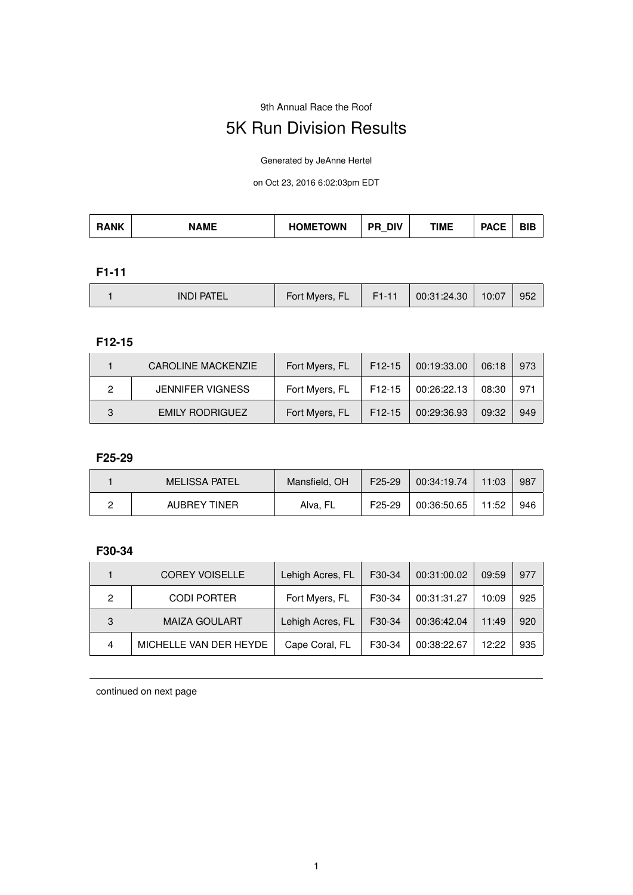9th Annual Race the Roof

# 5K Run Division Results

Generated by JeAnne Hertel

on Oct 23, 2016 6:02:03pm EDT

| RANK | NAME | HOMETOWN | PR_DIV | TIME | PACE | BIB |
|---|---|---|---|---|---|---|

### F1-11

| RANK | NAME | HOMETOWN | PR_DIV | TIME | PACE | BIB |
|---|---|---|---|---|---|---|
| 1 | INDI PATEL | Fort Myers, FL | F1-11 | 00:31:24.30 | 10:07 | 952 |

### F12-15

| RANK | NAME | HOMETOWN | PR_DIV | TIME | PACE | BIB |
|---|---|---|---|---|---|---|
| 1 | CAROLINE MACKENZIE | Fort Myers, FL | F12-15 | 00:19:33.00 | 06:18 | 973 |
| 2 | JENNIFER VIGNESS | Fort Myers, FL | F12-15 | 00:26:22.13 | 08:30 | 971 |
| 3 | EMILY RODRIGUEZ | Fort Myers, FL | F12-15 | 00:29:36.93 | 09:32 | 949 |

### F25-29

| RANK | NAME | HOMETOWN | PR_DIV | TIME | PACE | BIB |
|---|---|---|---|---|---|---|
| 1 | MELISSA PATEL | Mansfield, OH | F25-29 | 00:34:19.74 | 11:03 | 987 |
| 2 | AUBREY TINER | Alva, FL | F25-29 | 00:36:50.65 | 11:52 | 946 |

### F30-34

| RANK | NAME | HOMETOWN | PR_DIV | TIME | PACE | BIB |
|---|---|---|---|---|---|---|
| 1 | COREY VOISELLE | Lehigh Acres, FL | F30-34 | 00:31:00.02 | 09:59 | 977 |
| 2 | CODI PORTER | Fort Myers, FL | F30-34 | 00:31:31.27 | 10:09 | 925 |
| 3 | MAIZA GOULART | Lehigh Acres, FL | F30-34 | 00:36:42.04 | 11:49 | 920 |
| 4 | MICHELLE VAN DER HEYDE | Cape Coral, FL | F30-34 | 00:38:22.67 | 12:22 | 935 |

continued on next page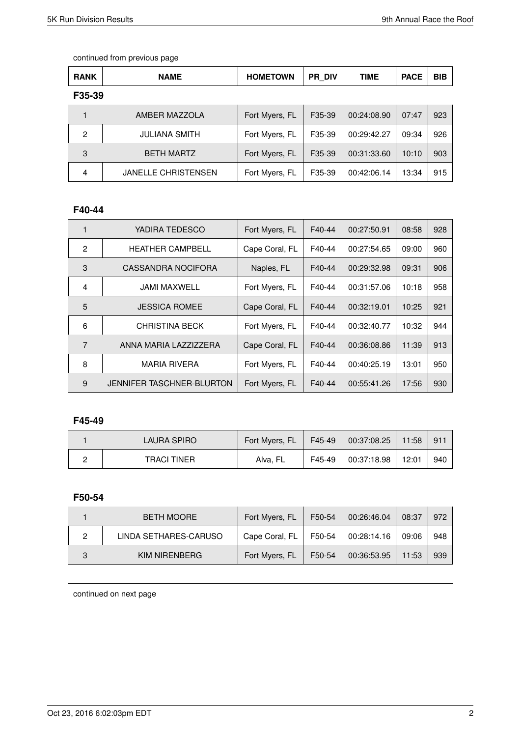continued from previous page

| RANK | NAME | HOMETOWN | PR_DIV | TIME | PACE | BIB |
|---|---|---|---|---|---|---|

**F35-39**

| RANK | NAME | HOMETOWN | PR_DIV | TIME | PACE | BIB |
|---|---|---|---|---|---|---|
| 1 | AMBER MAZZOLA | Fort Myers, FL | F35-39 | 00:24:08.90 | 07:47 | 923 |
| 2 | JULIANA SMITH | Fort Myers, FL | F35-39 | 00:29:42.27 | 09:34 | 926 |
| 3 | BETH MARTZ | Fort Myers, FL | F35-39 | 00:31:33.60 | 10:10 | 903 |
| 4 | JANELLE CHRISTENSEN | Fort Myers, FL | F35-39 | 00:42:06.14 | 13:34 | 915 |

**F40-44**

| RANK | NAME | HOMETOWN | PR_DIV | TIME | PACE | BIB |
|---|---|---|---|---|---|---|
| 1 | YADIRA TEDESCO | Fort Myers, FL | F40-44 | 00:27:50.91 | 08:58 | 928 |
| 2 | HEATHER CAMPBELL | Cape Coral, FL | F40-44 | 00:27:54.65 | 09:00 | 960 |
| 3 | CASSANDRA NOCIFORA | Naples, FL | F40-44 | 00:29:32.98 | 09:31 | 906 |
| 4 | JAMI MAXWELL | Fort Myers, FL | F40-44 | 00:31:57.06 | 10:18 | 958 |
| 5 | JESSICA ROMEE | Cape Coral, FL | F40-44 | 00:32:19.01 | 10:25 | 921 |
| 6 | CHRISTINA BECK | Fort Myers, FL | F40-44 | 00:32:40.77 | 10:32 | 944 |
| 7 | ANNA MARIA LAZZIZZERA | Cape Coral, FL | F40-44 | 00:36:08.86 | 11:39 | 913 |
| 8 | MARIA RIVERA | Fort Myers, FL | F40-44 | 00:40:25.19 | 13:01 | 950 |
| 9 | JENNIFER TASCHNER-BLURTON | Fort Myers, FL | F40-44 | 00:55:41.26 | 17:56 | 930 |

**F45-49**

| RANK | NAME | HOMETOWN | PR_DIV | TIME | PACE | BIB |
|---|---|---|---|---|---|---|
| 1 | LAURA SPIRO | Fort Myers, FL | F45-49 | 00:37:08.25 | 11:58 | 911 |
| 2 | TRACI TINER | Alva, FL | F45-49 | 00:37:18.98 | 12:01 | 940 |

**F50-54**

| RANK | NAME | HOMETOWN | PR_DIV | TIME | PACE | BIB |
|---|---|---|---|---|---|---|
| 1 | BETH MOORE | Fort Myers, FL | F50-54 | 00:26:46.04 | 08:37 | 972 |
| 2 | LINDA SETHARES-CARUSO | Cape Coral, FL | F50-54 | 00:28:14.16 | 09:06 | 948 |
| 3 | KIM NIRENBERG | Fort Myers, FL | F50-54 | 00:36:53.95 | 11:53 | 939 |

continued on next page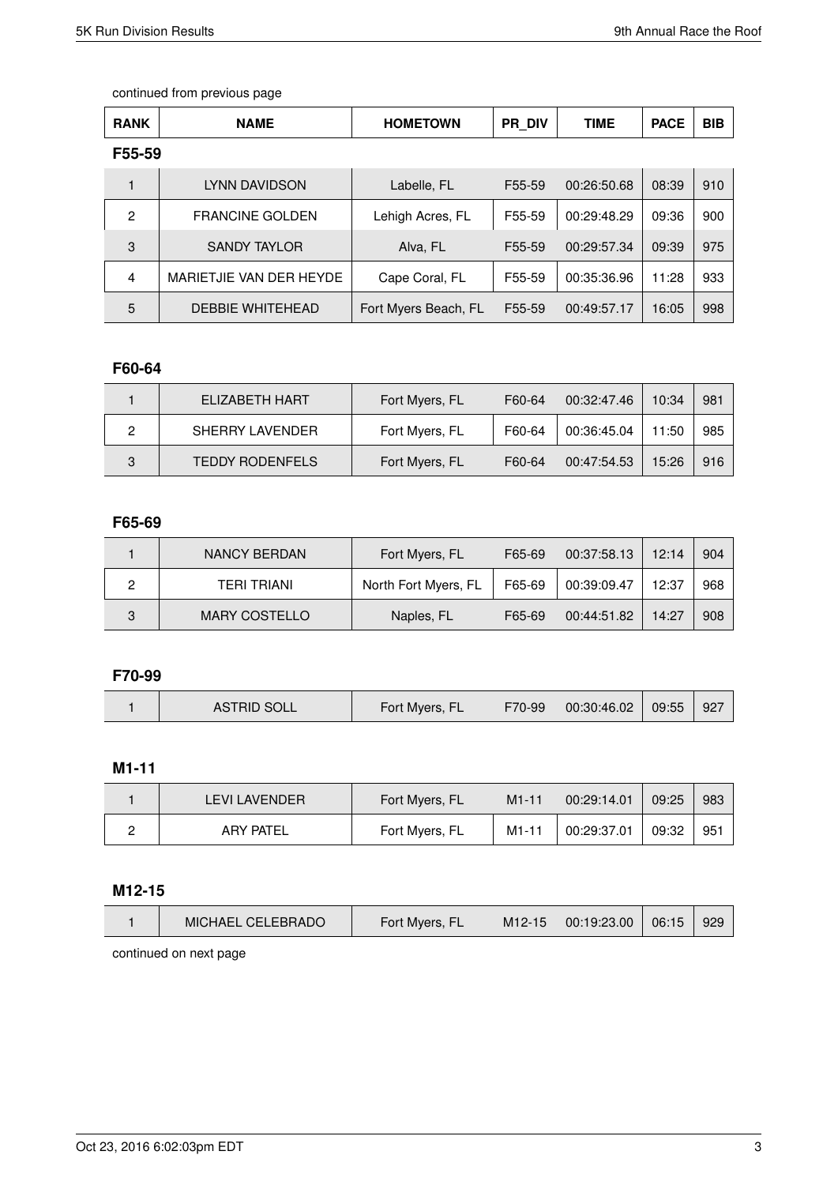continued from previous page

| RANK | NAME | HOMETOWN | PR_DIV | TIME | PACE | BIB |
|---|---|---|---|---|---|---|

**F55-59**

| RANK | NAME | HOMETOWN | PR_DIV | TIME | PACE | BIB |
|---|---|---|---|---|---|---|
| 1 | LYNN DAVIDSON | Labelle, FL | F55-59 | 00:26:50.68 | 08:39 | 910 |
| 2 | FRANCINE GOLDEN | Lehigh Acres, FL | F55-59 | 00:29:48.29 | 09:36 | 900 |
| 3 | SANDY TAYLOR | Alva, FL | F55-59 | 00:29:57.34 | 09:39 | 975 |
| 4 | MARIETJIE VAN DER HEYDE | Cape Coral, FL | F55-59 | 00:35:36.96 | 11:28 | 933 |
| 5 | DEBBIE WHITEHEAD | Fort Myers Beach, FL | F55-59 | 00:49:57.17 | 16:05 | 998 |

**F60-64**

| RANK | NAME | HOMETOWN | PR_DIV | TIME | PACE | BIB |
|---|---|---|---|---|---|---|
| 1 | ELIZABETH HART | Fort Myers, FL | F60-64 | 00:32:47.46 | 10:34 | 981 |
| 2 | SHERRY LAVENDER | Fort Myers, FL | F60-64 | 00:36:45.04 | 11:50 | 985 |
| 3 | TEDDY RODENFELS | Fort Myers, FL | F60-64 | 00:47:54.53 | 15:26 | 916 |

**F65-69**

| RANK | NAME | HOMETOWN | PR_DIV | TIME | PACE | BIB |
|---|---|---|---|---|---|---|
| 1 | NANCY BERDAN | Fort Myers, FL | F65-69 | 00:37:58.13 | 12:14 | 904 |
| 2 | TERI TRIANI | North Fort Myers, FL | F65-69 | 00:39:09.47 | 12:37 | 968 |
| 3 | MARY COSTELLO | Naples, FL | F65-69 | 00:44:51.82 | 14:27 | 908 |

**F70-99**

| RANK | NAME | HOMETOWN | PR_DIV | TIME | PACE | BIB |
|---|---|---|---|---|---|---|
| 1 | ASTRID SOLL | Fort Myers, FL | F70-99 | 00:30:46.02 | 09:55 | 927 |

**M1-11**

| RANK | NAME | HOMETOWN | PR_DIV | TIME | PACE | BIB |
|---|---|---|---|---|---|---|
| 1 | LEVI LAVENDER | Fort Myers, FL | M1-11 | 00:29:14.01 | 09:25 | 983 |
| 2 | ARY PATEL | Fort Myers, FL | M1-11 | 00:29:37.01 | 09:32 | 951 |

**M12-15**

| RANK | NAME | HOMETOWN | PR_DIV | TIME | PACE | BIB |
|---|---|---|---|---|---|---|
| 1 | MICHAEL CELEBRADO | Fort Myers, FL | M12-15 | 00:19:23.00 | 06:15 | 929 |

continued on next page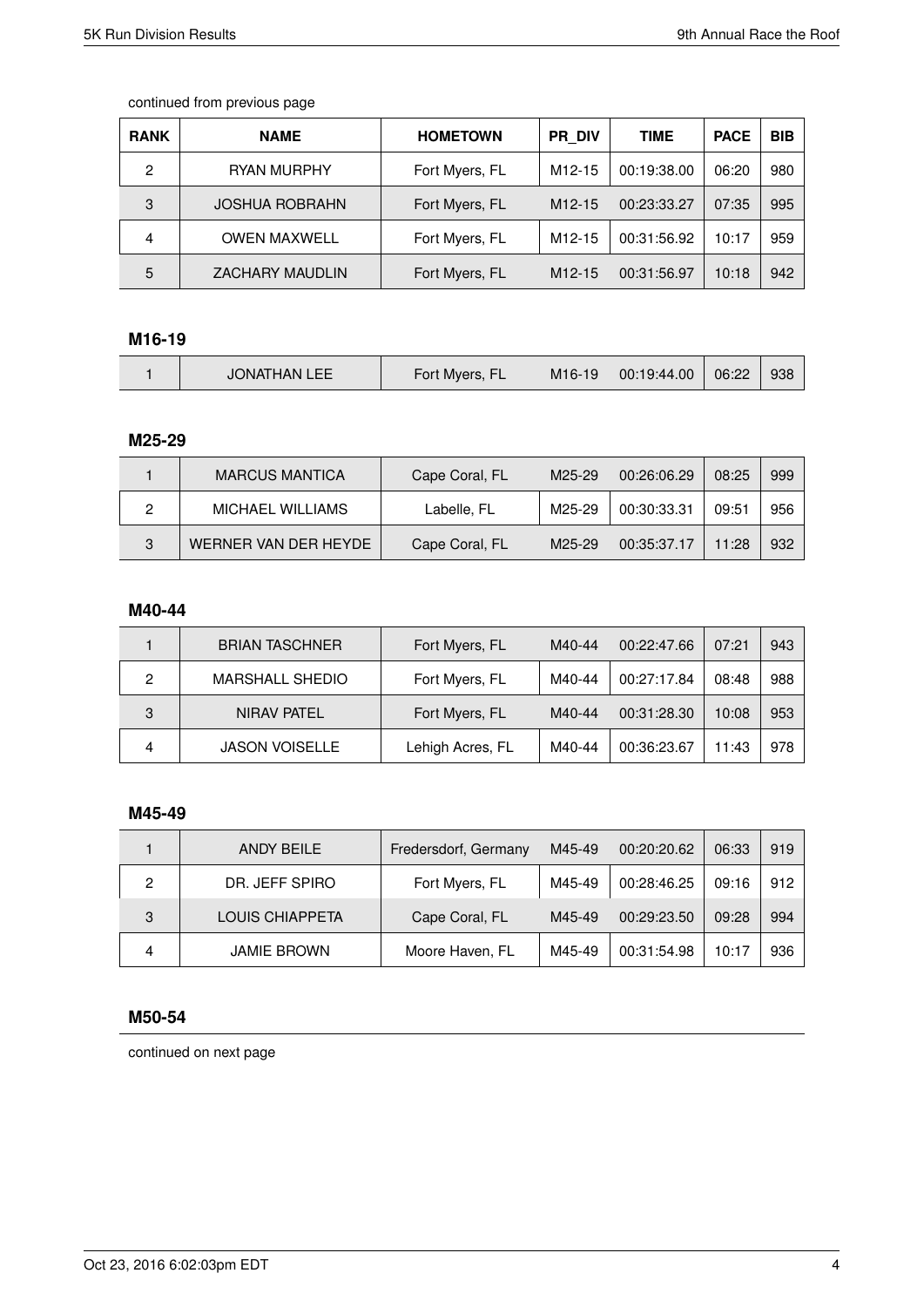continued from previous page

| RANK | NAME | HOMETOWN | PR_DIV | TIME | PACE | BIB |
|---|---|---|---|---|---|---|
| 2 | RYAN MURPHY | Fort Myers, FL | M12-15 | 00:19:38.00 | 06:20 | 980 |
| 3 | JOSHUA ROBRAHN | Fort Myers, FL | M12-15 | 00:23:33.27 | 07:35 | 995 |
| 4 | OWEN MAXWELL | Fort Myers, FL | M12-15 | 00:31:56.92 | 10:17 | 959 |
| 5 | ZACHARY MAUDLIN | Fort Myers, FL | M12-15 | 00:31:56.97 | 10:18 | 942 |

## M16-19

| RANK | NAME | HOMETOWN | PR_DIV | TIME | PACE | BIB |
|---|---|---|---|---|---|---|
| 1 | JONATHAN LEE | Fort Myers, FL | M16-19 | 00:19:44.00 | 06:22 | 938 |

## M25-29

| RANK | NAME | HOMETOWN | PR_DIV | TIME | PACE | BIB |
|---|---|---|---|---|---|---|
| 1 | MARCUS MANTICA | Cape Coral, FL | M25-29 | 00:26:06.29 | 08:25 | 999 |
| 2 | MICHAEL WILLIAMS | Labelle, FL | M25-29 | 00:30:33.31 | 09:51 | 956 |
| 3 | WERNER VAN DER HEYDE | Cape Coral, FL | M25-29 | 00:35:37.17 | 11:28 | 932 |

## M40-44

| RANK | NAME | HOMETOWN | PR_DIV | TIME | PACE | BIB |
|---|---|---|---|---|---|---|
| 1 | BRIAN TASCHNER | Fort Myers, FL | M40-44 | 00:22:47.66 | 07:21 | 943 |
| 2 | MARSHALL SHEDIO | Fort Myers, FL | M40-44 | 00:27:17.84 | 08:48 | 988 |
| 3 | NIRAV PATEL | Fort Myers, FL | M40-44 | 00:31:28.30 | 10:08 | 953 |
| 4 | JASON VOISELLE | Lehigh Acres, FL | M40-44 | 00:36:23.67 | 11:43 | 978 |

## M45-49

| RANK | NAME | HOMETOWN | PR_DIV | TIME | PACE | BIB |
|---|---|---|---|---|---|---|
| 1 | ANDY BEILE | Fredersdorf, Germany | M45-49 | 00:20:20.62 | 06:33 | 919 |
| 2 | DR. JEFF SPIRO | Fort Myers, FL | M45-49 | 00:28:46.25 | 09:16 | 912 |
| 3 | LOUIS CHIAPPETA | Cape Coral, FL | M45-49 | 00:29:23.50 | 09:28 | 994 |
| 4 | JAMIE BROWN | Moore Haven, FL | M45-49 | 00:31:54.98 | 10:17 | 936 |

## M50-54

continued on next page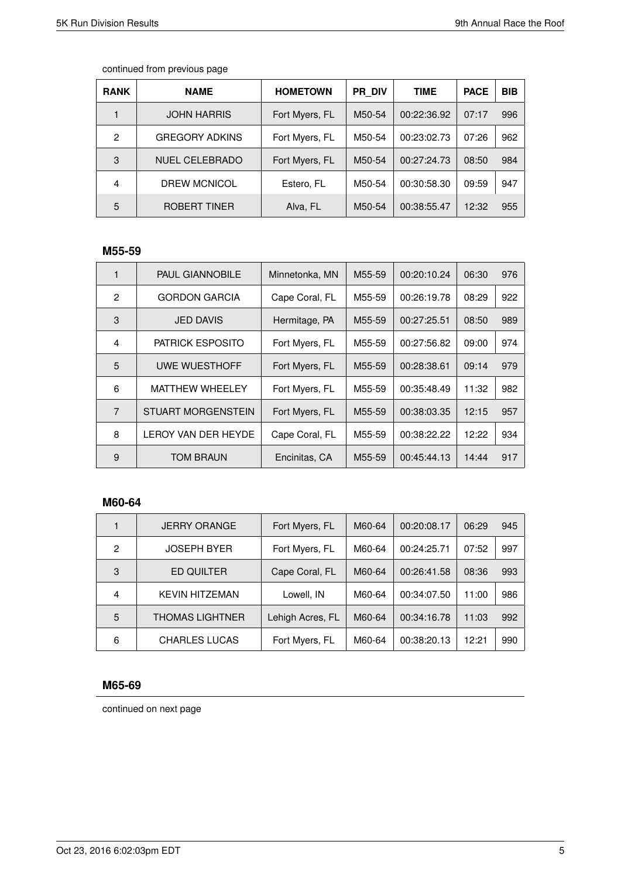continued from previous page

| RANK | NAME | HOMETOWN | PR_DIV | TIME | PACE | BIB |
|---|---|---|---|---|---|---|
| 1 | JOHN HARRIS | Fort Myers, FL | M50-54 | 00:22:36.92 | 07:17 | 996 |
| 2 | GREGORY ADKINS | Fort Myers, FL | M50-54 | 00:23:02.73 | 07:26 | 962 |
| 3 | NUEL CELEBRADO | Fort Myers, FL | M50-54 | 00:27:24.73 | 08:50 | 984 |
| 4 | DREW MCNICOL | Estero, FL | M50-54 | 00:30:58.30 | 09:59 | 947 |
| 5 | ROBERT TINER | Alva, FL | M50-54 | 00:38:55.47 | 12:32 | 955 |

### M55-59

| RANK | NAME | HOMETOWN | PR_DIV | TIME | PACE | BIB |
|---|---|---|---|---|---|---|
| 1 | PAUL GIANNOBILE | Minnetonka, MN | M55-59 | 00:20:10.24 | 06:30 | 976 |
| 2 | GORDON GARCIA | Cape Coral, FL | M55-59 | 00:26:19.78 | 08:29 | 922 |
| 3 | JED DAVIS | Hermitage, PA | M55-59 | 00:27:25.51 | 08:50 | 989 |
| 4 | PATRICK ESPOSITO | Fort Myers, FL | M55-59 | 00:27:56.82 | 09:00 | 974 |
| 5 | UWE WUESTHOFF | Fort Myers, FL | M55-59 | 00:28:38.61 | 09:14 | 979 |
| 6 | MATTHEW WHEELEY | Fort Myers, FL | M55-59 | 00:35:48.49 | 11:32 | 982 |
| 7 | STUART MORGENSTEIN | Fort Myers, FL | M55-59 | 00:38:03.35 | 12:15 | 957 |
| 8 | LEROY VAN DER HEYDE | Cape Coral, FL | M55-59 | 00:38:22.22 | 12:22 | 934 |
| 9 | TOM BRAUN | Encinitas, CA | M55-59 | 00:45:44.13 | 14:44 | 917 |

### M60-64

| RANK | NAME | HOMETOWN | PR_DIV | TIME | PACE | BIB |
|---|---|---|---|---|---|---|
| 1 | JERRY ORANGE | Fort Myers, FL | M60-64 | 00:20:08.17 | 06:29 | 945 |
| 2 | JOSEPH BYER | Fort Myers, FL | M60-64 | 00:24:25.71 | 07:52 | 997 |
| 3 | ED QUILTER | Cape Coral, FL | M60-64 | 00:26:41.58 | 08:36 | 993 |
| 4 | KEVIN HITZEMAN | Lowell, IN | M60-64 | 00:34:07.50 | 11:00 | 986 |
| 5 | THOMAS LIGHTNER | Lehigh Acres, FL | M60-64 | 00:34:16.78 | 11:03 | 992 |
| 6 | CHARLES LUCAS | Fort Myers, FL | M60-64 | 00:38:20.13 | 12:21 | 990 |

### M65-69

continued on next page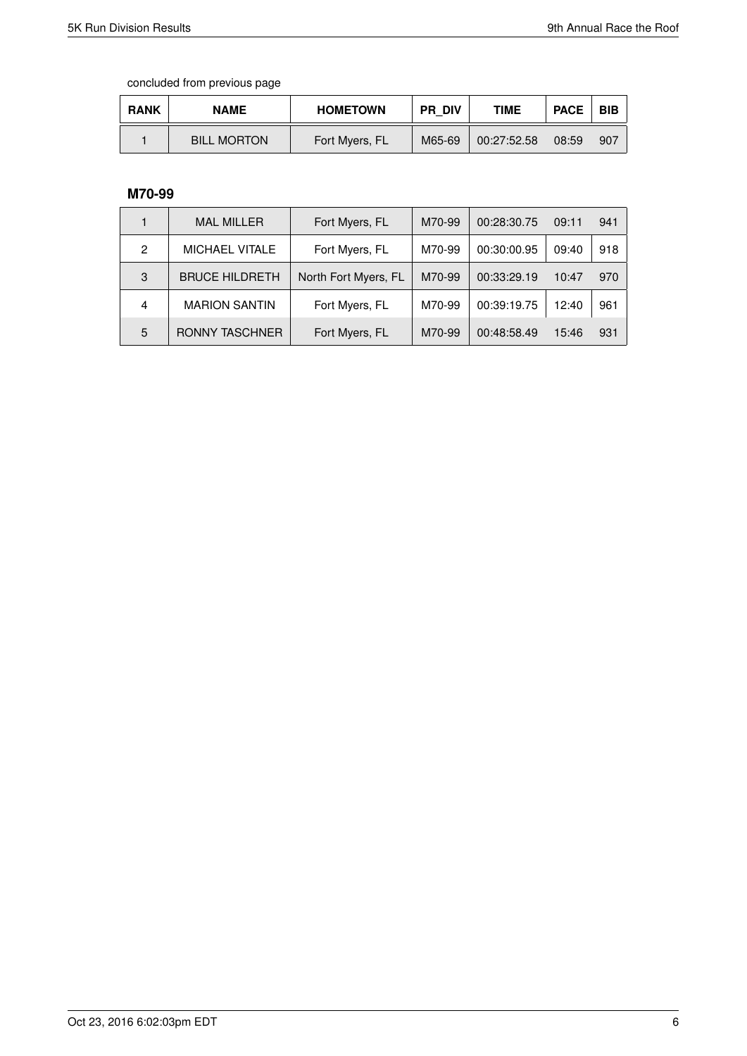concluded from previous page

| RANK | NAME | HOMETOWN | PR_DIV | TIME | PACE | BIB |
|---|---|---|---|---|---|---|
| 1 | BILL MORTON | Fort Myers, FL | M65-69 | 00:27:52.58 | 08:59 | 907 |

### M70-99

| | | | | | | |
|---|---|---|---|---|---|---|
| 1 | MAL MILLER | Fort Myers, FL | M70-99 | 00:28:30.75 | 09:11 | 941 |
| 2 | MICHAEL VITALE | Fort Myers, FL | M70-99 | 00:30:00.95 | 09:40 | 918 |
| 3 | BRUCE HILDRETH | North Fort Myers, FL | M70-99 | 00:33:29.19 | 10:47 | 970 |
| 4 | MARION SANTIN | Fort Myers, FL | M70-99 | 00:39:19.75 | 12:40 | 961 |
| 5 | RONNY TASCHNER | Fort Myers, FL | M70-99 | 00:48:58.49 | 15:46 | 931 |